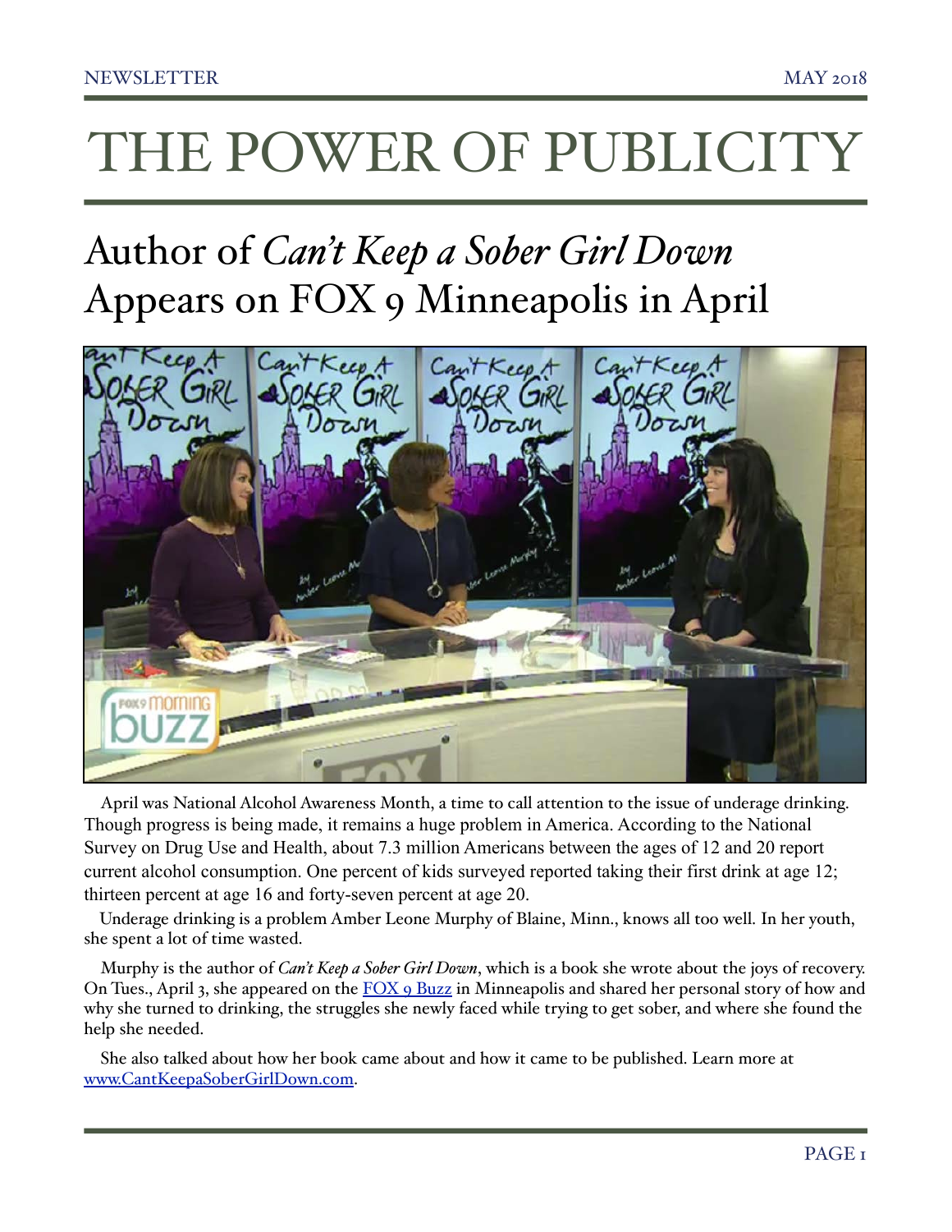# THE POWER OF PUBLICITY

## Author of *Can't Keep a Sober Girl Down* Appears on FOX 9 Minneapolis in April

April was National Alcohol Awareness Month, a time to call attention to the issue of underage drinking. Though progress is being made, it remains a huge problem in America. According to the National Survey on Drug Use and Health, about 7.3 million Americans between the ages of 12 and 20 report current alcohol consumption. One percent of kids surveyed reported taking their first drink at age 12; thirteen percent at age 16 and forty-seven percent at age 20.

Underage drinking is a problem Amber Leone Murphy of Blaine, Minn., knows all too well. In her youth, she spent a lot of time wasted.

Murphy is the author of *Can't Keep a Sober Girl Down*, which is a book she wrote about the joys of recovery. On Tues., April 3, she appeared on the [FOX 9 Buzz](#) in Minneapolis and shared her personal story of how and why she turned to drinking, the struggles she newly faced while trying to get sober, and where she found the help she needed.

She also talked about how her book came about and how it came to be published. Learn more at [www.CantKeepaSoberGirlDown.com](http://www.CantKeepaSoberGirlDown.com).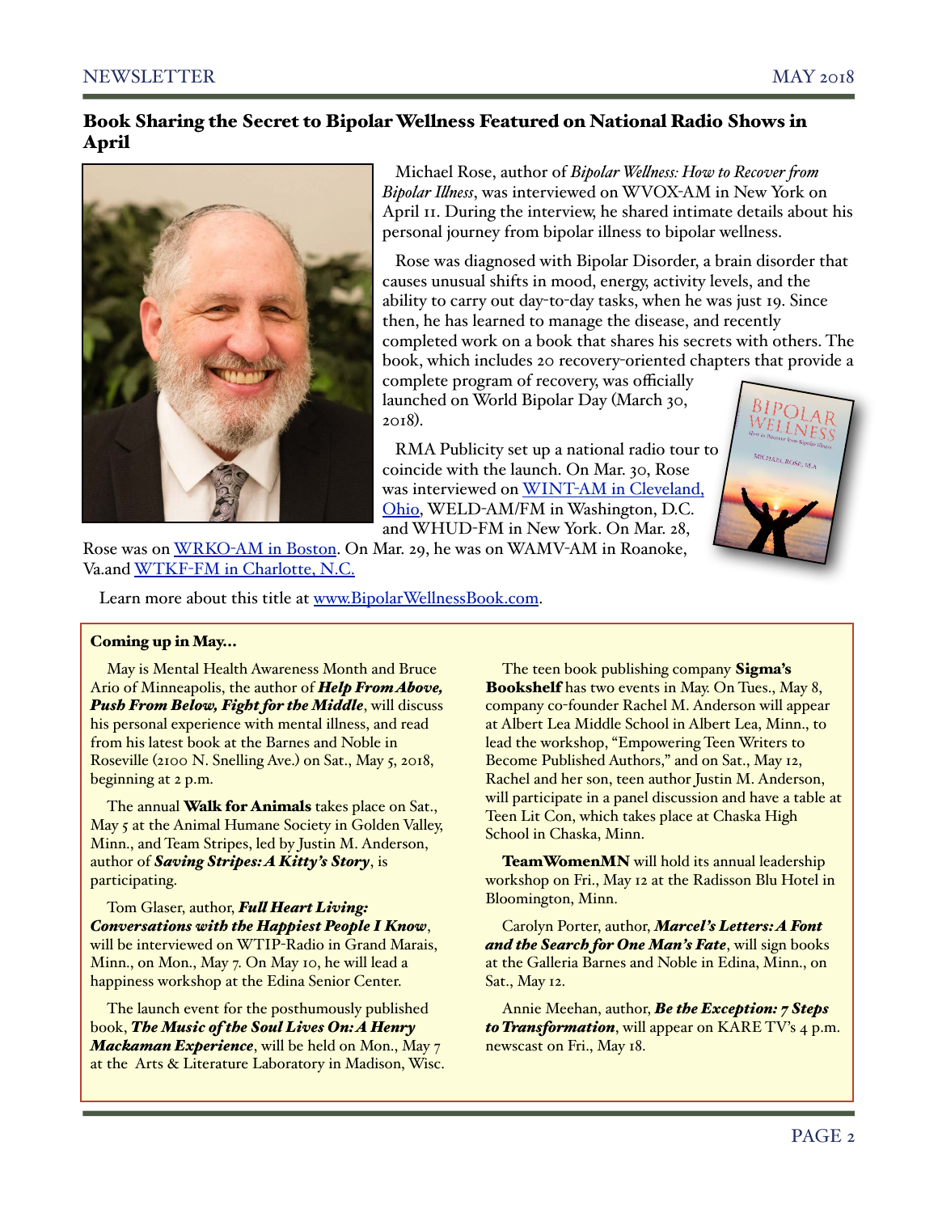## Book Sharing the Secret to Bipolar Wellness Featured on National Radio Shows in April

Michael Rose, author of *Bipolar Wellness: How to Recover from Bipolar Illness*, was interviewed on WVOX-AM in New York on April 11. During the interview, he shared intimate details about his personal journey from bipolar illness to bipolar wellness.

Rose was diagnosed with Bipolar Disorder, a brain disorder that causes unusual shifts in mood, energy, activity levels, and the ability to carry out day-to-day tasks, when he was just 19. Since then, he has learned to manage the disease, and recently completed work on a book that shares his secrets with others. The book, which includes 20 recovery-oriented chapters that provide a complete program of recovery, was officially launched on World Bipolar Day (March 30, 2018).

RMA Publicity set up a national radio tour to coincide with the launch. On Mar. 30, Rose was interviewed on WINT-AM in Cleveland, Ohio, WELD-AM/FM in Washington, D.C. and WHUD-FM in New York. On Mar. 28, Rose was on WRKO-AM in Boston. On Mar. 29, he was on WAMV-AM in Roanoke, Va.and WTKF-FM in Charlotte, N.C.

Learn more about this title at www.BipolarWellnessBook.com.

**Coming up in May...**

May is Mental Health Awareness Month and Bruce Ario of Minneapolis, the author of ***Help From Above, Push From Below, Fight for the Middle***, will discuss his personal experience with mental illness, and read from his latest book at the Barnes and Noble in Roseville (2100 N. Snelling Ave.) on Sat., May 5, 2018, beginning at 2 p.m.

The annual **Walk for Animals** takes place on Sat., May 5 at the Animal Humane Society in Golden Valley, Minn., and Team Stripes, led by Justin M. Anderson, author of ***Saving Stripes: A Kitty's Story***, is participating.

Tom Glaser, author, ***Full Heart Living: Conversations with the Happiest People I Know***, will be interviewed on WTIP-Radio in Grand Marais, Minn., on Mon., May 7. On May 10, he will lead a happiness workshop at the Edina Senior Center.

The launch event for the posthumously published book, ***The Music of the Soul Lives On: A Henry Mackaman Experience***, will be held on Mon., May 7 at the Arts & Literature Laboratory in Madison, Wisc.

The teen book publishing company **Sigma's Bookshelf** has two events in May. On Tues., May 8, company co-founder Rachel M. Anderson will appear at Albert Lea Middle School in Albert Lea, Minn., to lead the workshop, "Empowering Teen Writers to Become Published Authors," and on Sat., May 12, Rachel and her son, teen author Justin M. Anderson, will participate in a panel discussion and have a table at Teen Lit Con, which takes place at Chaska High School in Chaska, Minn.

**TeamWomenMN** will hold its annual leadership workshop on Fri., May 12 at the Radisson Blu Hotel in Bloomington, Minn.

Carolyn Porter, author, ***Marcel's Letters: A Font and the Search for One Man's Fate***, will sign books at the Galleria Barnes and Noble in Edina, Minn., on Sat., May 12.

Annie Meehan, author, ***Be the Exception: 7 Steps to Transformation***, will appear on KARE TV's 4 p.m. newscast on Fri., May 18.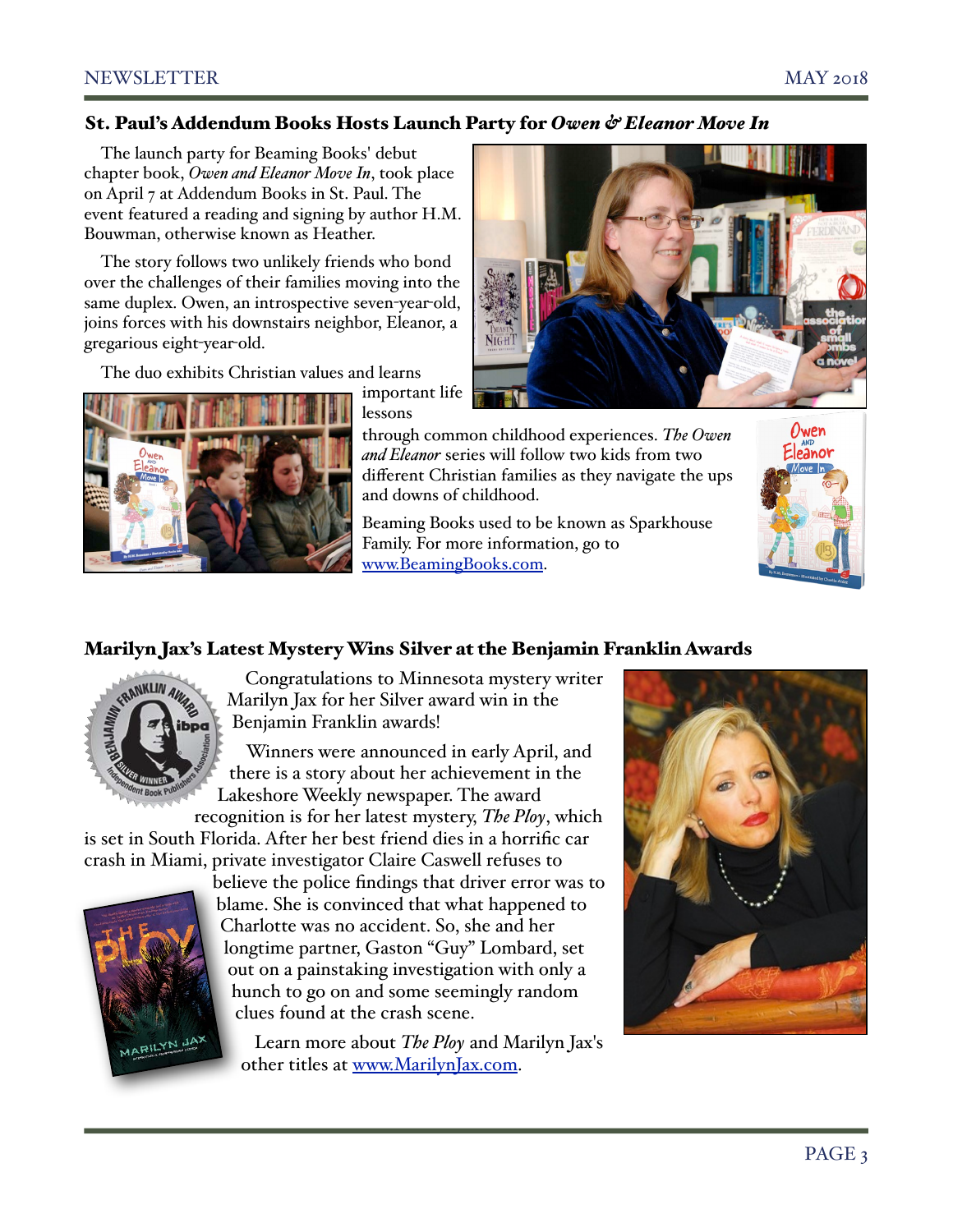### St. Paul's Addendum Books Hosts Launch Party for *Owen & Eleanor Move In*

The launch party for Beaming Books' debut chapter book, *Owen and Eleanor Move In*, took place on April 7 at Addendum Books in St. Paul. The event featured a reading and signing by author H.M. Bouwman, otherwise known as Heather.

The story follows two unlikely friends who bond over the challenges of their families moving into the same duplex. Owen, an introspective seven-year-old, joins forces with his downstairs neighbor, Eleanor, a gregarious eight-year-old.

The duo exhibits Christian values and learns important life lessons through common childhood experiences. *The Owen and Eleanor* series will follow two kids from two different Christian families as they navigate the ups and downs of childhood.

Beaming Books used to be known as Sparkhouse Family. For more information, go to [www.BeamingBooks.com](http://www.BeamingBooks.com).

### Marilyn Jax's Latest Mystery Wins Silver at the Benjamin Franklin Awards

Congratulations to Minnesota mystery writer Marilyn Jax for her Silver award win in the Benjamin Franklin awards!

Winners were announced in early April, and there is a story about her achievement in the Lakeshore Weekly newspaper. The award recognition is for her latest mystery, *The Ploy*, which is set in South Florida. After her best friend dies in a horrific car crash in Miami, private investigator Claire Caswell refuses to believe the police findings that driver error was to blame. She is convinced that what happened to Charlotte was no accident. So, she and her longtime partner, Gaston "Guy" Lombard, set out on a painstaking investigation with only a hunch to go on and some seemingly random clues found at the crash scene.

Learn more about *The Ploy* and Marilyn Jax's other titles at [www.MarilynJax.com](http://www.MarilynJax.com).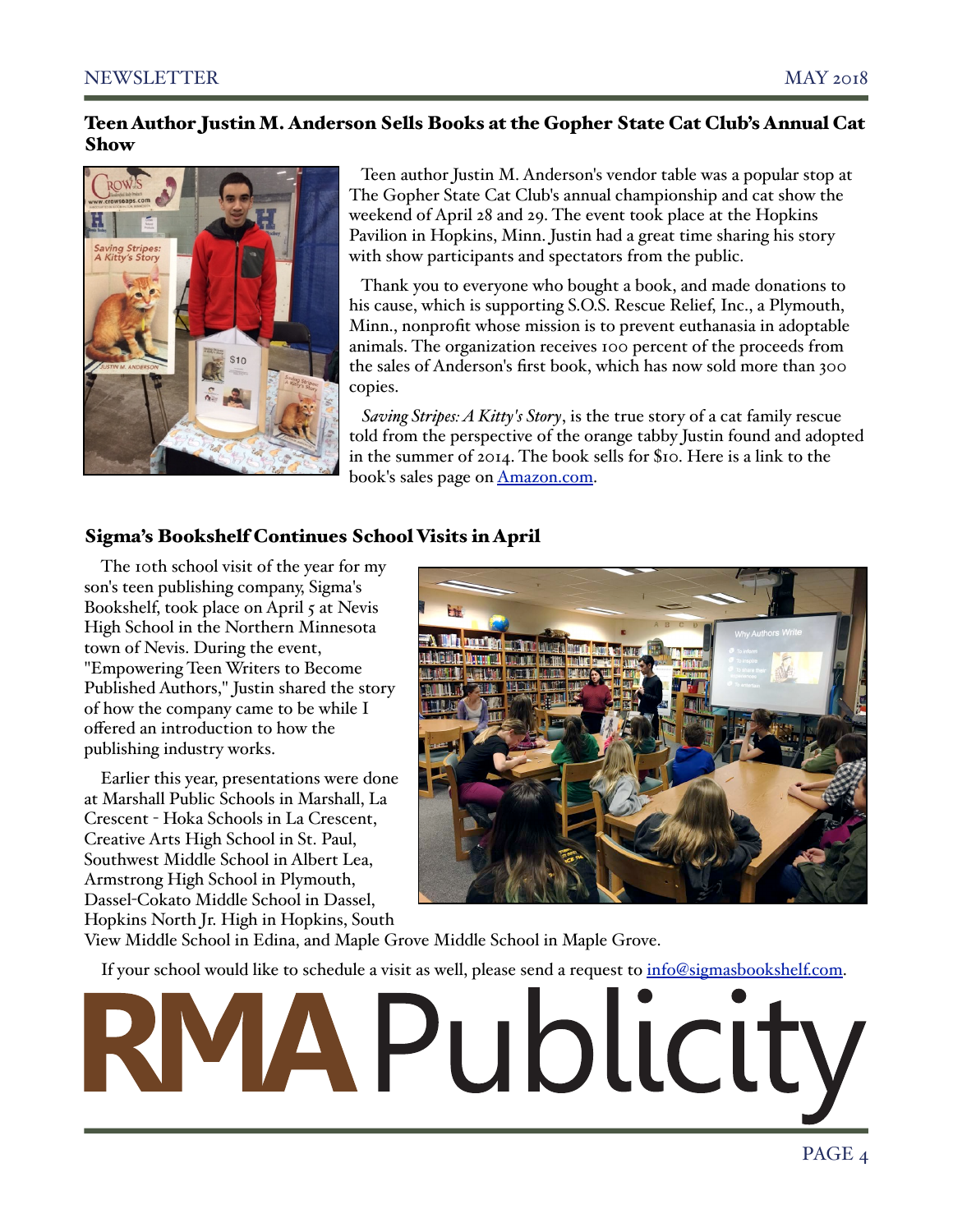## Teen Author Justin M. Anderson Sells Books at the Gopher State Cat Club's Annual Cat Show

Teen author Justin M. Anderson's vendor table was a popular stop at The Gopher State Cat Club's annual championship and cat show the weekend of April 28 and 29. The event took place at the Hopkins Pavilion in Hopkins, Minn. Justin had a great time sharing his story with show participants and spectators from the public.

Thank you to everyone who bought a book, and made donations to his cause, which is supporting S.O.S. Rescue Relief, Inc., a Plymouth, Minn., nonprofit whose mission is to prevent euthanasia in adoptable animals. The organization receives 100 percent of the proceeds from the sales of Anderson's first book, which has now sold more than 300 copies.

*Saving Stripes: A Kitty's Story*, is the true story of a cat family rescue told from the perspective of the orange tabby Justin found and adopted in the summer of 2014. The book sells for $10. Here is a link to the book's sales page on [Amazon.com](Amazon.com).

## Sigma's Bookshelf Continues School Visits in April

The 10th school visit of the year for my son's teen publishing company, Sigma's Bookshelf, took place on April 5 at Nevis High School in the Northern Minnesota town of Nevis. During the event, "Empowering Teen Writers to Become Published Authors," Justin shared the story of how the company came to be while I offered an introduction to how the publishing industry works.

Earlier this year, presentations were done at Marshall Public Schools in Marshall, La Crescent - Hoka Schools in La Crescent, Creative Arts High School in St. Paul, Southwest Middle School in Albert Lea, Armstrong High School in Plymouth, Dassel-Cokato Middle School in Dassel, Hopkins North Jr. High in Hopkins, South View Middle School in Edina, and Maple Grove Middle School in Maple Grove.

If your school would like to schedule a visit as well, please send a request to [info@sigmasbookshelf.com](mailto:info@sigmasbookshelf.com).

RMA Publicity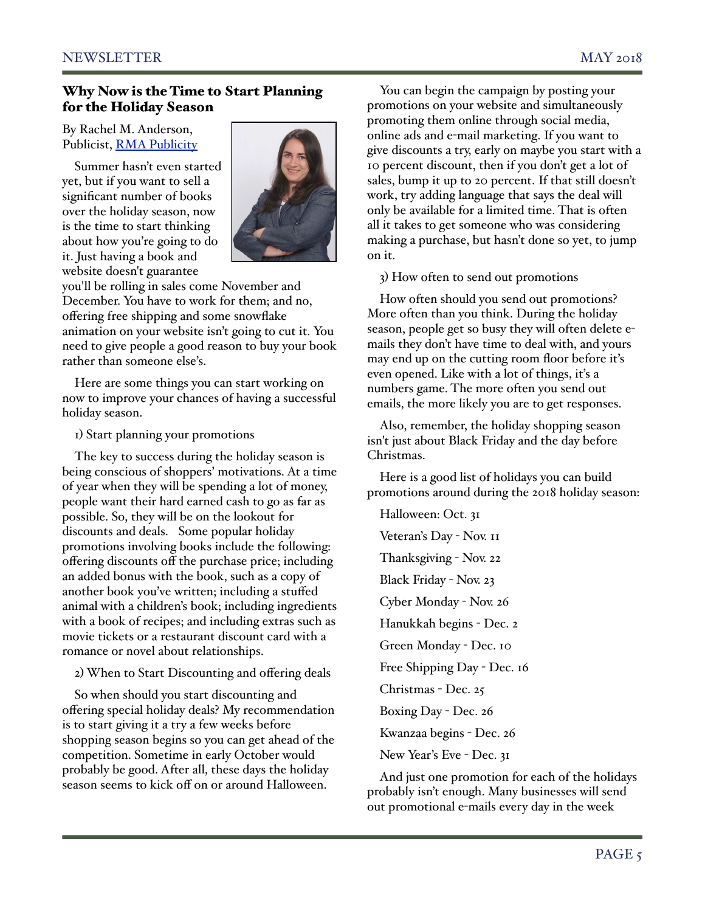## Why Now is the Time to Start Planning for the Holiday Season

By Rachel M. Anderson, Publicist, [RMA Publicity]

Summer hasn't even started yet, but if you want to sell a significant number of books over the holiday season, now is the time to start thinking about how you're going to do it. Just having a book and website doesn't guarantee you'll be rolling in sales come November and December. You have to work for them; and no, offering free shipping and some snowflake animation on your website isn't going to cut it. You need to give people a good reason to buy your book rather than someone else's.

Here are some things you can start working on now to improve your chances of having a successful holiday season.

1) Start planning your promotions

The key to success during the holiday season is being conscious of shoppers' motivations. At a time of year when they will be spending a lot of money, people want their hard earned cash to go as far as possible. So, they will be on the lookout for discounts and deals. Some popular holiday promotions involving books include the following: offering discounts off the purchase price; including an added bonus with the book, such as a copy of another book you've written; including a stuffed animal with a children's book; including ingredients with a book of recipes; and including extras such as movie tickets or a restaurant discount card with a romance or novel about relationships.

2) When to Start Discounting and offering deals

So when should you start discounting and offering special holiday deals? My recommendation is to start giving it a try a few weeks before shopping season begins so you can get ahead of the competition. Sometime in early October would probably be good. After all, these days the holiday season seems to kick off on or around Halloween.

You can begin the campaign by posting your promotions on your website and simultaneously promoting them online through social media, online ads and e-mail marketing. If you want to give discounts a try, early on maybe you start with a 10 percent discount, then if you don't get a lot of sales, bump it up to 20 percent. If that still doesn't work, try adding language that says the deal will only be available for a limited time. That is often all it takes to get someone who was considering making a purchase, but hasn't done so yet, to jump on it.

3) How often to send out promotions

How often should you send out promotions? More often than you think. During the holiday season, people get so busy they will often delete e-mails they don't have time to deal with, and yours may end up on the cutting room floor before it's even opened. Like with a lot of things, it's a numbers game. The more often you send out emails, the more likely you are to get responses.

Also, remember, the holiday shopping season isn't just about Black Friday and the day before Christmas.

Here is a good list of holidays you can build promotions around during the 2018 holiday season:

Halloween: Oct. 31

Veteran's Day - Nov. 11

Thanksgiving - Nov. 22

Black Friday - Nov. 23

Cyber Monday - Nov. 26

Hanukkah begins - Dec. 2

Green Monday - Dec. 10

Free Shipping Day - Dec. 16

Christmas - Dec. 25

Boxing Day - Dec. 26

Kwanzaa begins - Dec. 26

New Year's Eve - Dec. 31

And just one promotion for each of the holidays probably isn't enough. Many businesses will send out promotional e-mails every day in the week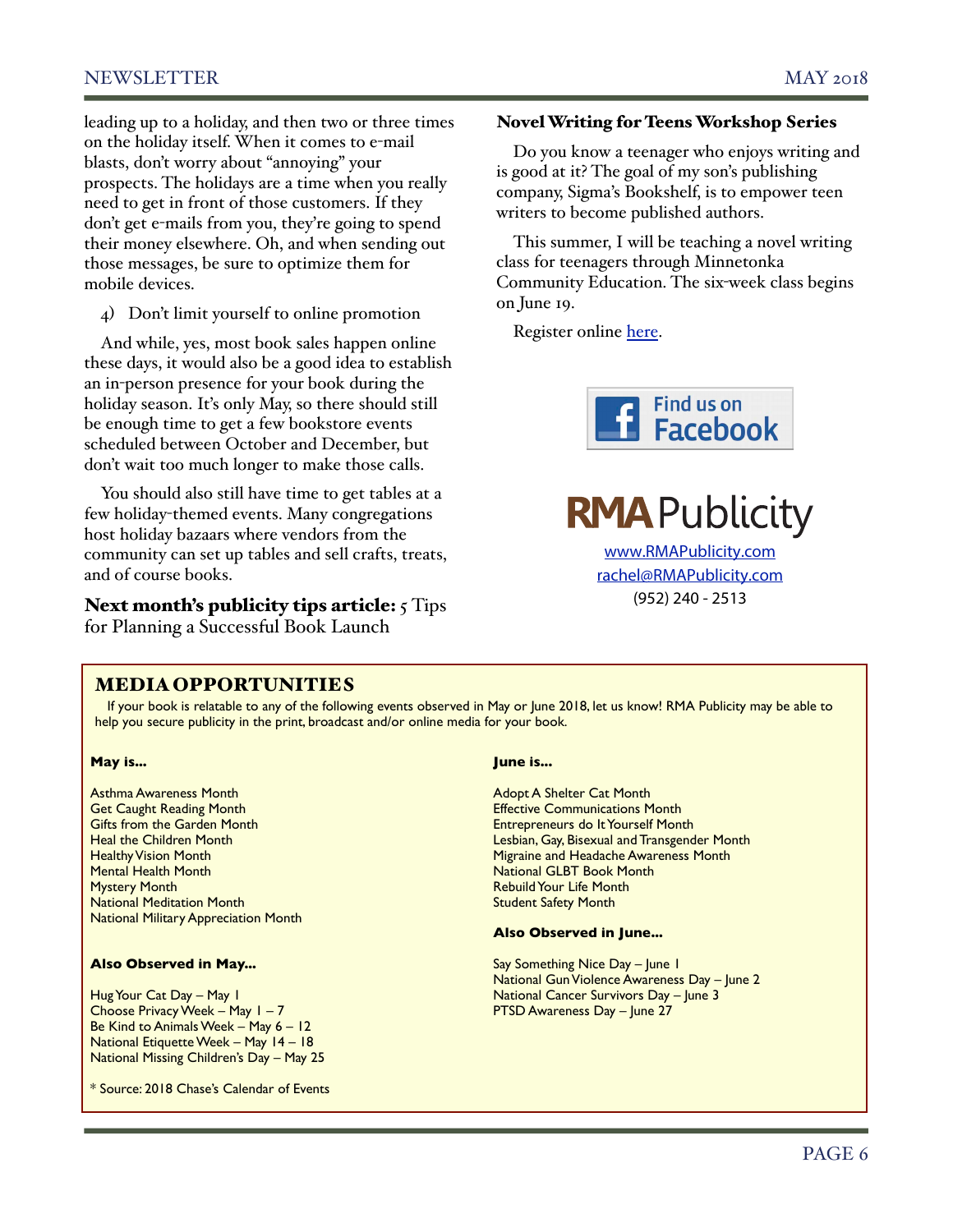leading up to a holiday, and then two or three times on the holiday itself. When it comes to e-mail blasts, don't worry about "annoying" your prospects. The holidays are a time when you really need to get in front of those customers. If they don't get e-mails from you, they're going to spend their money elsewhere. Oh, and when sending out those messages, be sure to optimize them for mobile devices.

4) Don't limit yourself to online promotion

And while, yes, most book sales happen online these days, it would also be a good idea to establish an in-person presence for your book during the holiday season. It's only May, so there should still be enough time to get a few bookstore events scheduled between October and December, but don't wait too much longer to make those calls.

You should also still have time to get tables at a few holiday-themed events. Many congregations host holiday bazaars where vendors from the community can set up tables and sell crafts, treats, and of course books.

**Next month's publicity tips article:** 5 Tips for Planning a Successful Book Launch

### Novel Writing for Teens Workshop Series

Do you know a teenager who enjoys writing and is good at it? The goal of my son's publishing company, Sigma's Bookshelf, is to empower teen writers to become published authors.

This summer, I will be teaching a novel writing class for teenagers through Minnetonka Community Education. The six-week class begins on June 19.

Register online [here](#).

Find us on Facebook

**RMA** Publicity

www.RMAPublicity.com
rachel@RMAPublicity.com
(952) 240 - 2513

## MEDIA OPPORTUNITIES

If your book is relatable to any of the following events observed in May or June 2018, let us know! RMA Publicity may be able to help you secure publicity in the print, broadcast and/or online media for your book.

**May is...**

Asthma Awareness Month
Get Caught Reading Month
Gifts from the Garden Month
Heal the Children Month
Healthy Vision Month
Mental Health Month
Mystery Month
National Meditation Month
National Military Appreciation Month

**Also Observed in May...**

Hug Your Cat Day – May 1
Choose Privacy Week – May 1 – 7
Be Kind to Animals Week – May 6 – 12
National Etiquette Week – May 14 – 18
National Missing Children's Day – May 25

**June is...**

Adopt A Shelter Cat Month
Effective Communications Month
Entrepreneurs do It Yourself Month
Lesbian, Gay, Bisexual and Transgender Month
Migraine and Headache Awareness Month
National GLBT Book Month
Rebuild Your Life Month
Student Safety Month

**Also Observed in June...**

Say Something Nice Day – June 1
National Gun Violence Awareness Day – June 2
National Cancer Survivors Day – June 3
PTSD Awareness Day – June 27

* Source: 2018 Chase's Calendar of Events